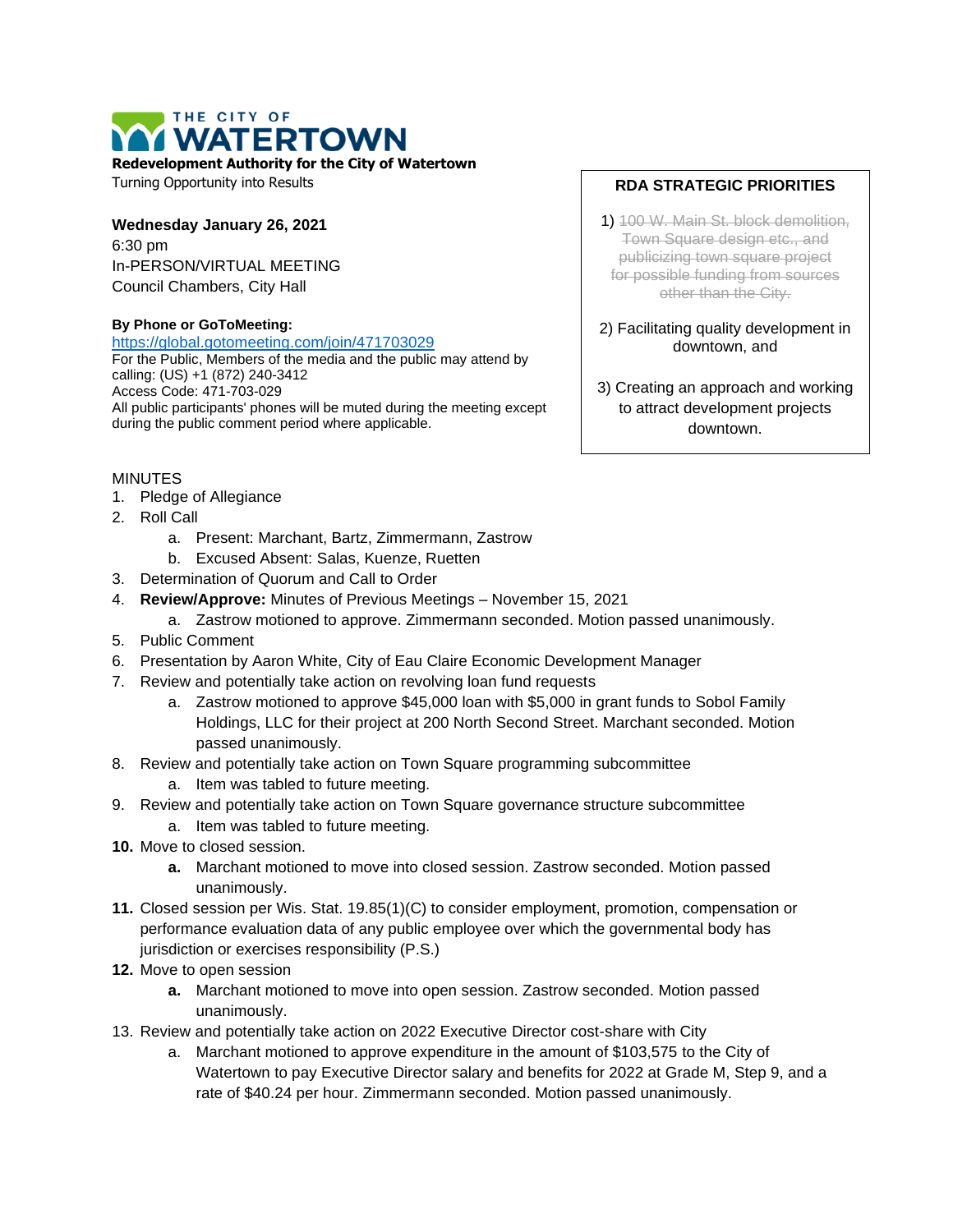# THE CITY OF WATERTOWN

**Redevelopment Authority for the City of Watertown**

Turning Opportunity into Results

**Wednesday January 26, 2021**

6:30 pm

In-PERSON/VIRTUAL MEETING

Council Chambers, City Hall

**By Phone or GoToMeeting:**

https://global.gotomeeting.com/join/471703029

For the Public, Members of the media and the public may attend by calling: (US) +1 (872) 240-3412

Access Code: 471-703-029

All public participants' phones will be muted during the meeting except during the public comment period where applicable.

**RDA STRATEGIC PRIORITIES**

1) ~~100 W. Main St. block demolition, Town Square design etc., and publicizing town square project for possible funding from sources other than the City.~~

2) Facilitating quality development in downtown, and

3) Creating an approach and working to attract development projects downtown.

MINUTES

1. Pledge of Allegiance
2. Roll Call
    a. Present: Marchant, Bartz, Zimmermann, Zastrow
    b. Excused Absent: Salas, Kuenze, Ruetten
3. Determination of Quorum and Call to Order
4. **Review/Approve:** Minutes of Previous Meetings – November 15, 2021
    a. Zastrow motioned to approve. Zimmermann seconded. Motion passed unanimously.
5. Public Comment
6. Presentation by Aaron White, City of Eau Claire Economic Development Manager
7. Review and potentially take action on revolving loan fund requests
    a. Zastrow motioned to approve $45,000 loan with $5,000 in grant funds to Sobol Family Holdings, LLC for their project at 200 North Second Street. Marchant seconded. Motion passed unanimously.
8. Review and potentially take action on Town Square programming subcommittee
    a. Item was tabled to future meeting.
9. Review and potentially take action on Town Square governance structure subcommittee
    a. Item was tabled to future meeting.
10. Move to closed session.
    a. Marchant motioned to move into closed session. Zastrow seconded. Motion passed unanimously.
11. Closed session per Wis. Stat. 19.85(1)(C) to consider employment, promotion, compensation or performance evaluation data of any public employee over which the governmental body has jurisdiction or exercises responsibility (P.S.)
12. Move to open session
    a. Marchant motioned to move into open session. Zastrow seconded. Motion passed unanimously.
13. Review and potentially take action on 2022 Executive Director cost-share with City
    a. Marchant motioned to approve expenditure in the amount of $103,575 to the City of Watertown to pay Executive Director salary and benefits for 2022 at Grade M, Step 9, and a rate of $40.24 per hour. Zimmermann seconded. Motion passed unanimously.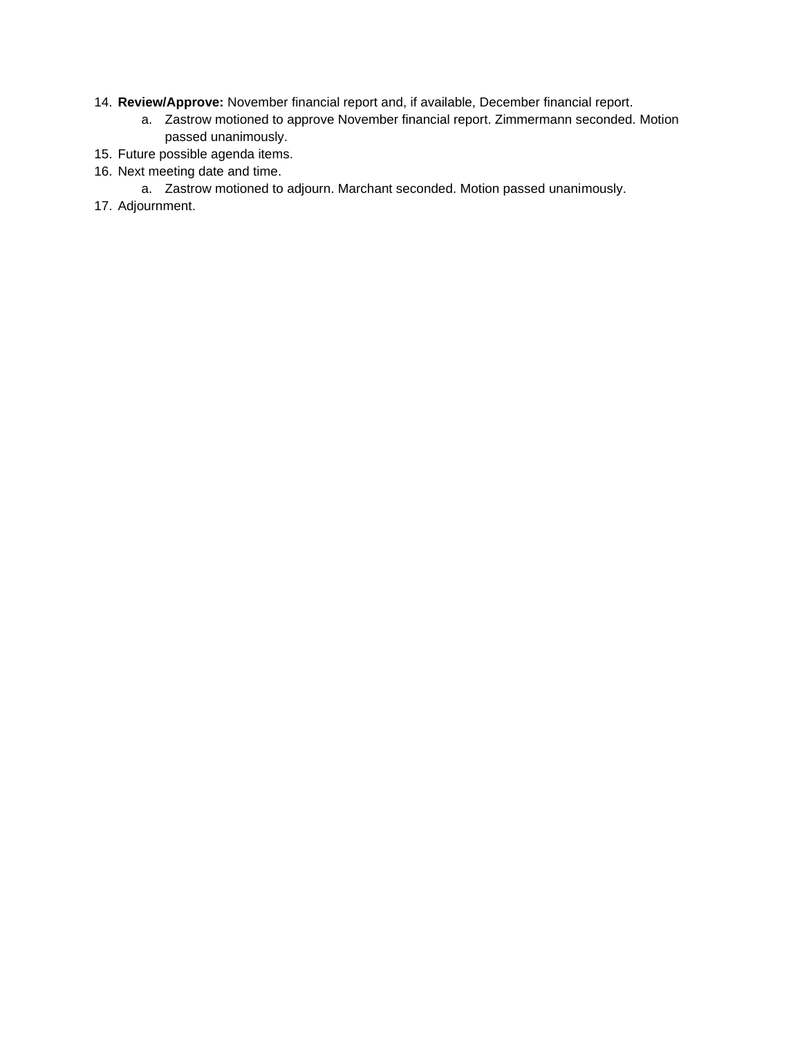14. **Review/Approve:** November financial report and, if available, December financial report.
    a. Zastrow motioned to approve November financial report. Zimmermann seconded. Motion passed unanimously.
15. Future possible agenda items.
16. Next meeting date and time.
    a. Zastrow motioned to adjourn. Marchant seconded. Motion passed unanimously.
17. Adjournment.